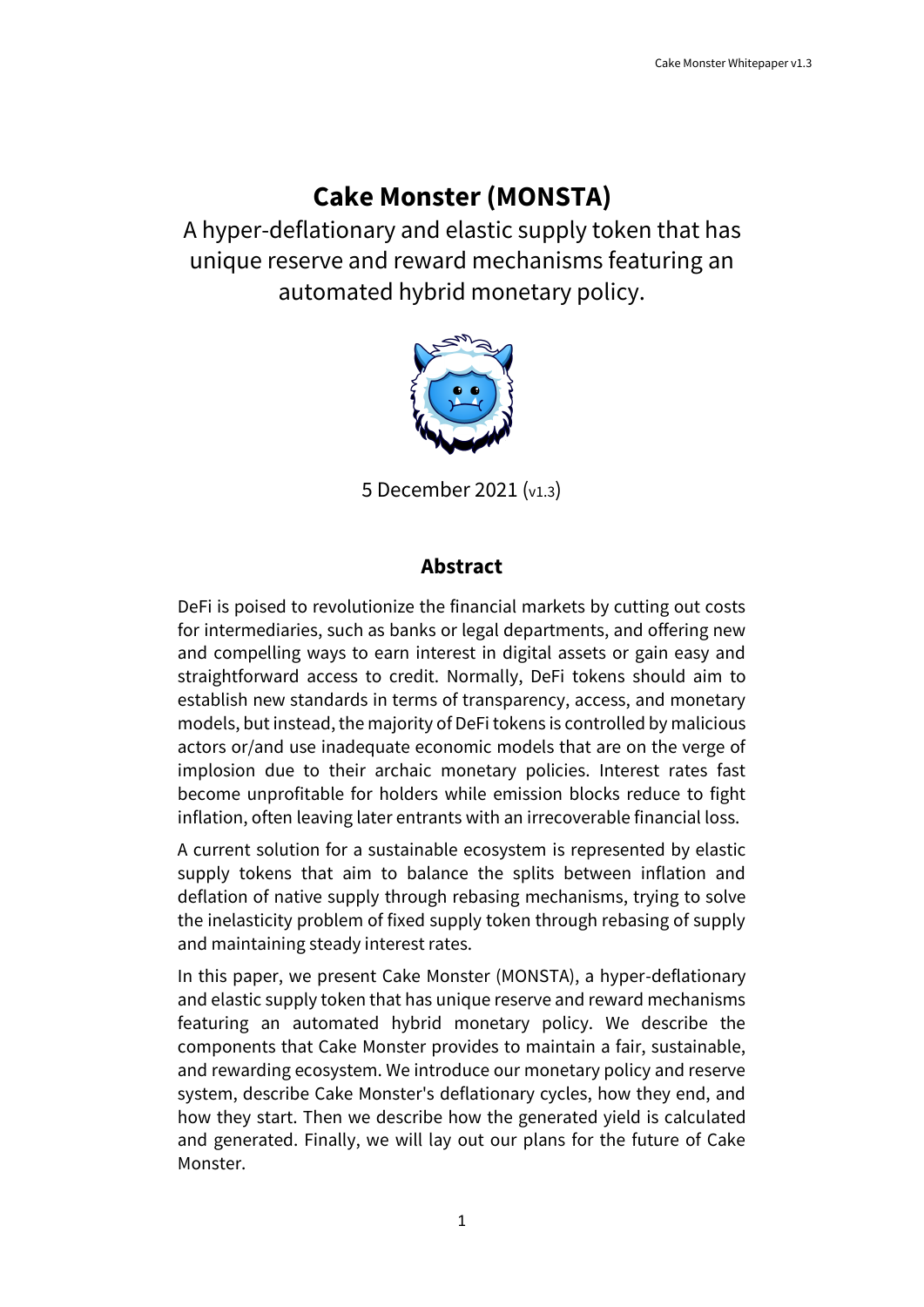# Cake Monster (MONSTA)

A hyper-deflationary and elastic supply token that has unique reserve and reward mechanisms featuring an automated hybrid monetary policy.

5 December 2021 (v1.3)

## Abstract

DeFi is poised to revolutionize the financial markets by cutting out costs for intermediaries, such as banks or legal departments, and offering new and compelling ways to earn interest in digital assets or gain easy and straightforward access to credit. Normally, DeFi tokens should aim to establish new standards in terms of transparency, access, and monetary models, but instead, the majority of DeFi tokens is controlled by malicious actors or/and use inadequate economic models that are on the verge of implosion due to their archaic monetary policies. Interest rates fast become unprofitable for holders while emission blocks reduce to fight inflation, often leaving later entrants with an irrecoverable financial loss.

A current solution for a sustainable ecosystem is represented by elastic supply tokens that aim to balance the splits between inflation and deflation of native supply through rebasing mechanisms, trying to solve the inelasticity problem of fixed supply token through rebasing of supply and maintaining steady interest rates.

In this paper, we present Cake Monster (MONSTA), a hyper-deflationary and elastic supply token that has unique reserve and reward mechanisms featuring an automated hybrid monetary policy. We describe the components that Cake Monster provides to maintain a fair, sustainable, and rewarding ecosystem. We introduce our monetary policy and reserve system, describe Cake Monster's deflationary cycles, how they end, and how they start. Then we describe how the generated yield is calculated and generated. Finally, we will lay out our plans for the future of Cake Monster.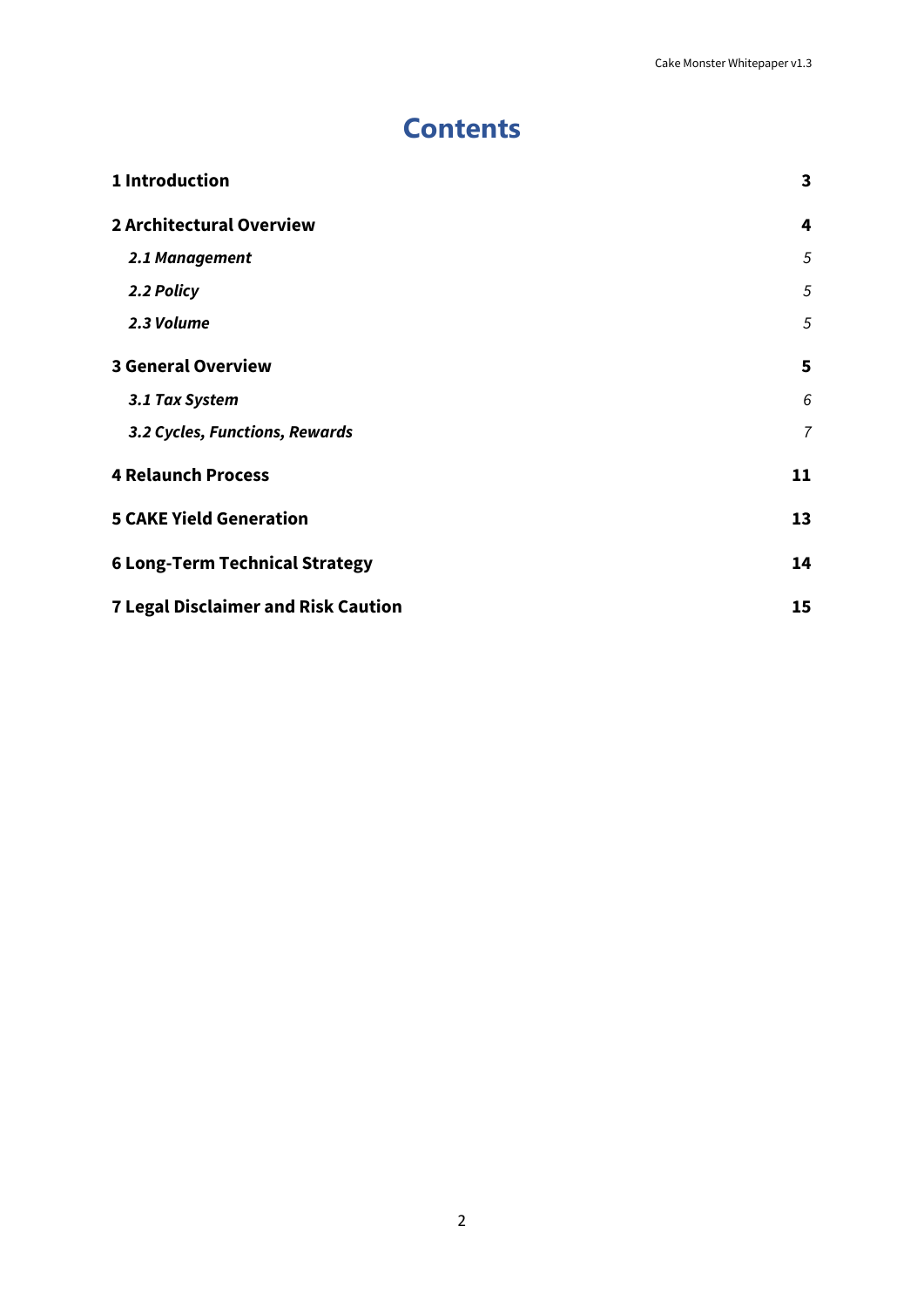# Contents

**1 Introduction** **3**

**2 Architectural Overview** **4**

- ***2.1 Management*** *5*
- ***2.2 Policy*** *5*
- ***2.3 Volume*** *5*

**3 General Overview** **5**

- ***3.1 Tax System*** *6*
- ***3.2 Cycles, Functions, Rewards*** *7*

**4 Relaunch Process** **11**

**5 CAKE Yield Generation** **13**

**6 Long-Term Technical Strategy** **14**

**7 Legal Disclaimer and Risk Caution** **15**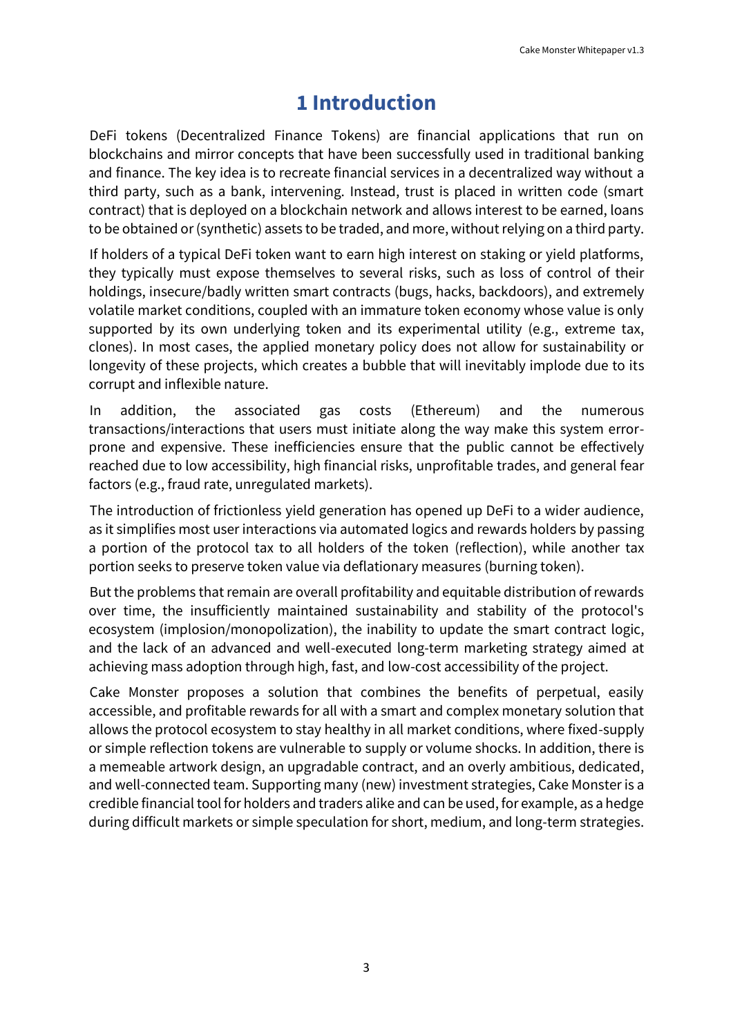# 1 Introduction

DeFi tokens (Decentralized Finance Tokens) are financial applications that run on blockchains and mirror concepts that have been successfully used in traditional banking and finance. The key idea is to recreate financial services in a decentralized way without a third party, such as a bank, intervening. Instead, trust is placed in written code (smart contract) that is deployed on a blockchain network and allows interest to be earned, loans to be obtained or (synthetic) assets to be traded, and more, without relying on a third party.

If holders of a typical DeFi token want to earn high interest on staking or yield platforms, they typically must expose themselves to several risks, such as loss of control of their holdings, insecure/badly written smart contracts (bugs, hacks, backdoors), and extremely volatile market conditions, coupled with an immature token economy whose value is only supported by its own underlying token and its experimental utility (e.g., extreme tax, clones). In most cases, the applied monetary policy does not allow for sustainability or longevity of these projects, which creates a bubble that will inevitably implode due to its corrupt and inflexible nature.

In addition, the associated gas costs (Ethereum) and the numerous transactions/interactions that users must initiate along the way make this system error-prone and expensive. These inefficiencies ensure that the public cannot be effectively reached due to low accessibility, high financial risks, unprofitable trades, and general fear factors (e.g., fraud rate, unregulated markets).

The introduction of frictionless yield generation has opened up DeFi to a wider audience, as it simplifies most user interactions via automated logics and rewards holders by passing a portion of the protocol tax to all holders of the token (reflection), while another tax portion seeks to preserve token value via deflationary measures (burning token).

But the problems that remain are overall profitability and equitable distribution of rewards over time, the insufficiently maintained sustainability and stability of the protocol's ecosystem (implosion/monopolization), the inability to update the smart contract logic, and the lack of an advanced and well-executed long-term marketing strategy aimed at achieving mass adoption through high, fast, and low-cost accessibility of the project.

Cake Monster proposes a solution that combines the benefits of perpetual, easily accessible, and profitable rewards for all with a smart and complex monetary solution that allows the protocol ecosystem to stay healthy in all market conditions, where fixed-supply or simple reflection tokens are vulnerable to supply or volume shocks. In addition, there is a memeable artwork design, an upgradable contract, and an overly ambitious, dedicated, and well-connected team. Supporting many (new) investment strategies, Cake Monster is a credible financial tool for holders and traders alike and can be used, for example, as a hedge during difficult markets or simple speculation for short, medium, and long-term strategies.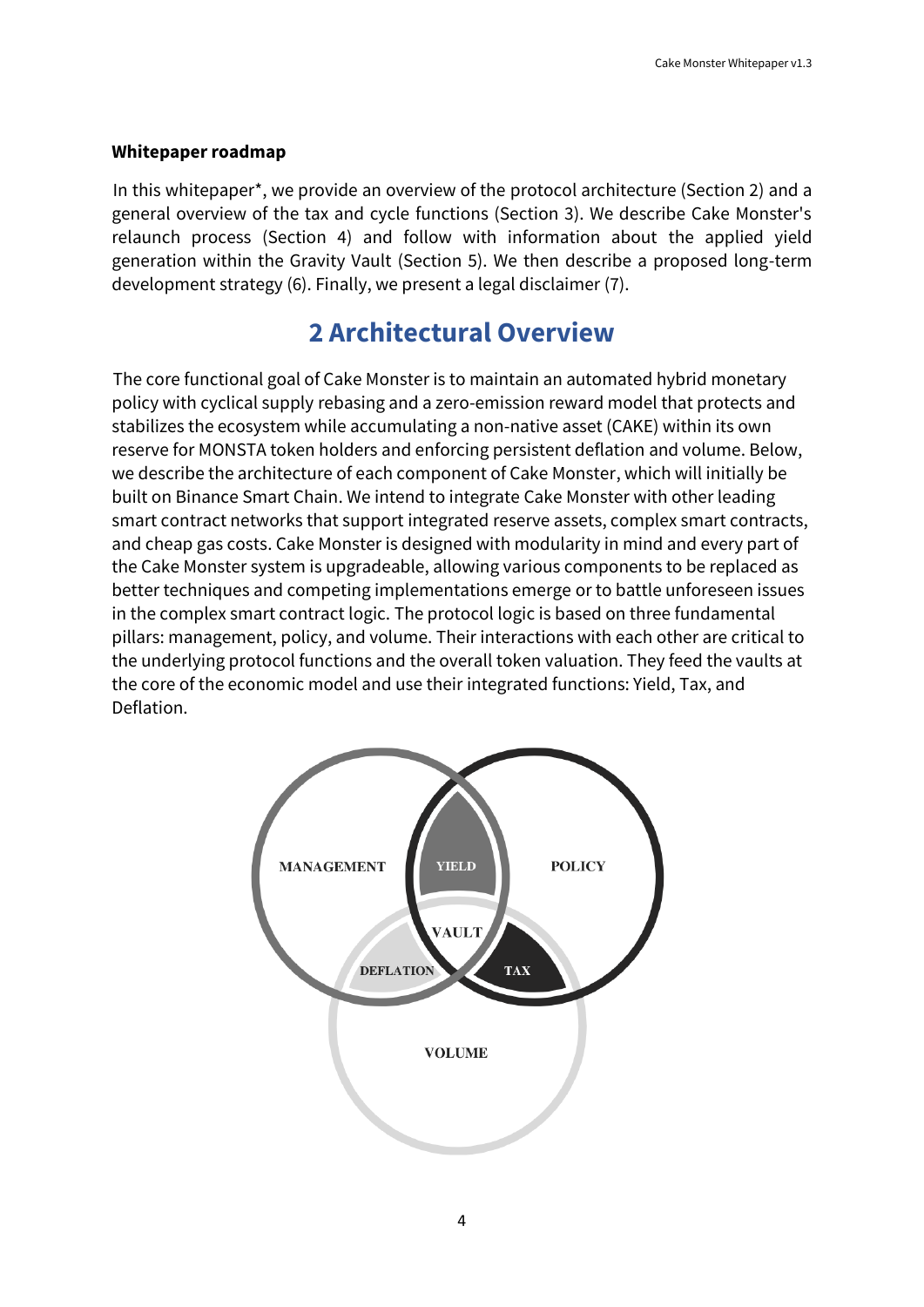**Whitepaper roadmap**

In this whitepaper*, we provide an overview of the protocol architecture (Section 2) and a general overview of the tax and cycle functions (Section 3). We describe Cake Monster's relaunch process (Section 4) and follow with information about the applied yield generation within the Gravity Vault (Section 5). We then describe a proposed long-term development strategy (6). Finally, we present a legal disclaimer (7).

# 2 Architectural Overview

The core functional goal of Cake Monster is to maintain an automated hybrid monetary policy with cyclical supply rebasing and a zero-emission reward model that protects and stabilizes the ecosystem while accumulating a non-native asset (CAKE) within its own reserve for MONSTA token holders and enforcing persistent deflation and volume. Below, we describe the architecture of each component of Cake Monster, which will initially be built on Binance Smart Chain. We intend to integrate Cake Monster with other leading smart contract networks that support integrated reserve assets, complex smart contracts, and cheap gas costs. Cake Monster is designed with modularity in mind and every part of the Cake Monster system is upgradeable, allowing various components to be replaced as better techniques and competing implementations emerge or to battle unforeseen issues in the complex smart contract logic. The protocol logic is based on three fundamental pillars: management, policy, and volume. Their interactions with each other are critical to the underlying protocol functions and the overall token valuation. They feed the vaults at the core of the economic model and use their integrated functions: Yield, Tax, and Deflation.

MANAGEMENT YIELD POLICY VAULT DEFLATION TAX VOLUME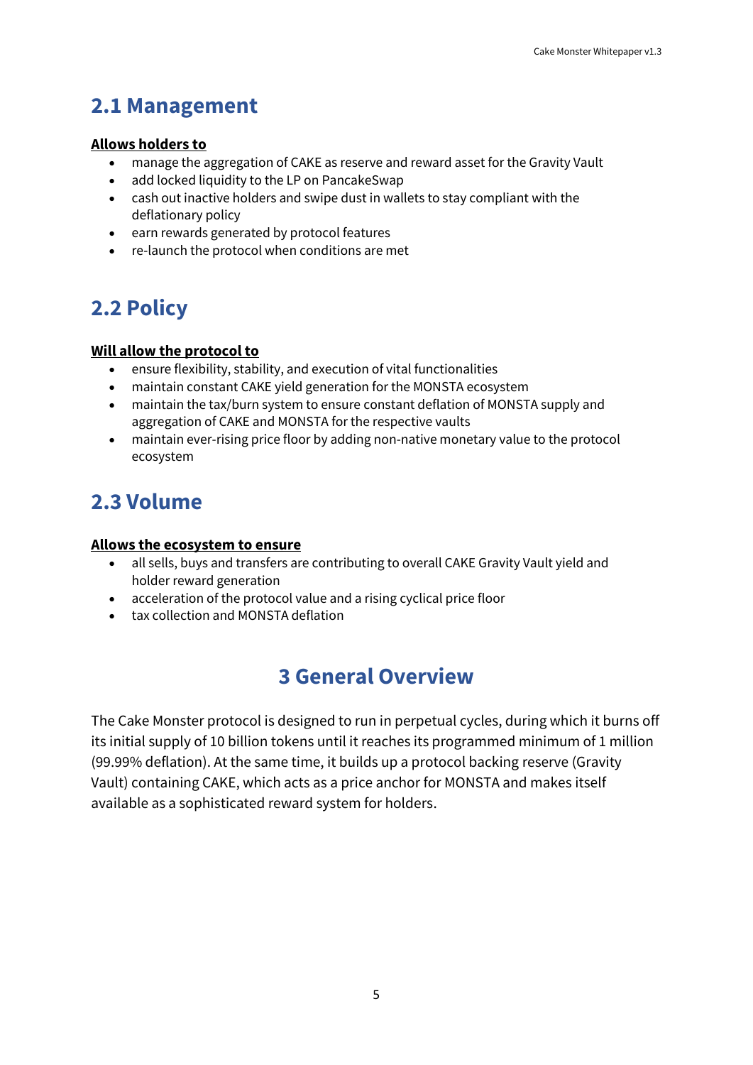## 2.1 Management

**<u>Allows holders to</u>**

- manage the aggregation of CAKE as reserve and reward asset for the Gravity Vault
- add locked liquidity to the LP on PancakeSwap
- cash out inactive holders and swipe dust in wallets to stay compliant with the deflationary policy
- earn rewards generated by protocol features
- re-launch the protocol when conditions are met

## 2.2 Policy

**<u>Will allow the protocol to</u>**

- ensure flexibility, stability, and execution of vital functionalities
- maintain constant CAKE yield generation for the MONSTA ecosystem
- maintain the tax/burn system to ensure constant deflation of MONSTA supply and aggregation of CAKE and MONSTA for the respective vaults
- maintain ever-rising price floor by adding non-native monetary value to the protocol ecosystem

## 2.3 Volume

**<u>Allows the ecosystem to ensure</u>**

- all sells, buys and transfers are contributing to overall CAKE Gravity Vault yield and holder reward generation
- acceleration of the protocol value and a rising cyclical price floor
- tax collection and MONSTA deflation

# 3 General Overview

The Cake Monster protocol is designed to run in perpetual cycles, during which it burns off its initial supply of 10 billion tokens until it reaches its programmed minimum of 1 million (99.99% deflation). At the same time, it builds up a protocol backing reserve (Gravity Vault) containing CAKE, which acts as a price anchor for MONSTA and makes itself available as a sophisticated reward system for holders.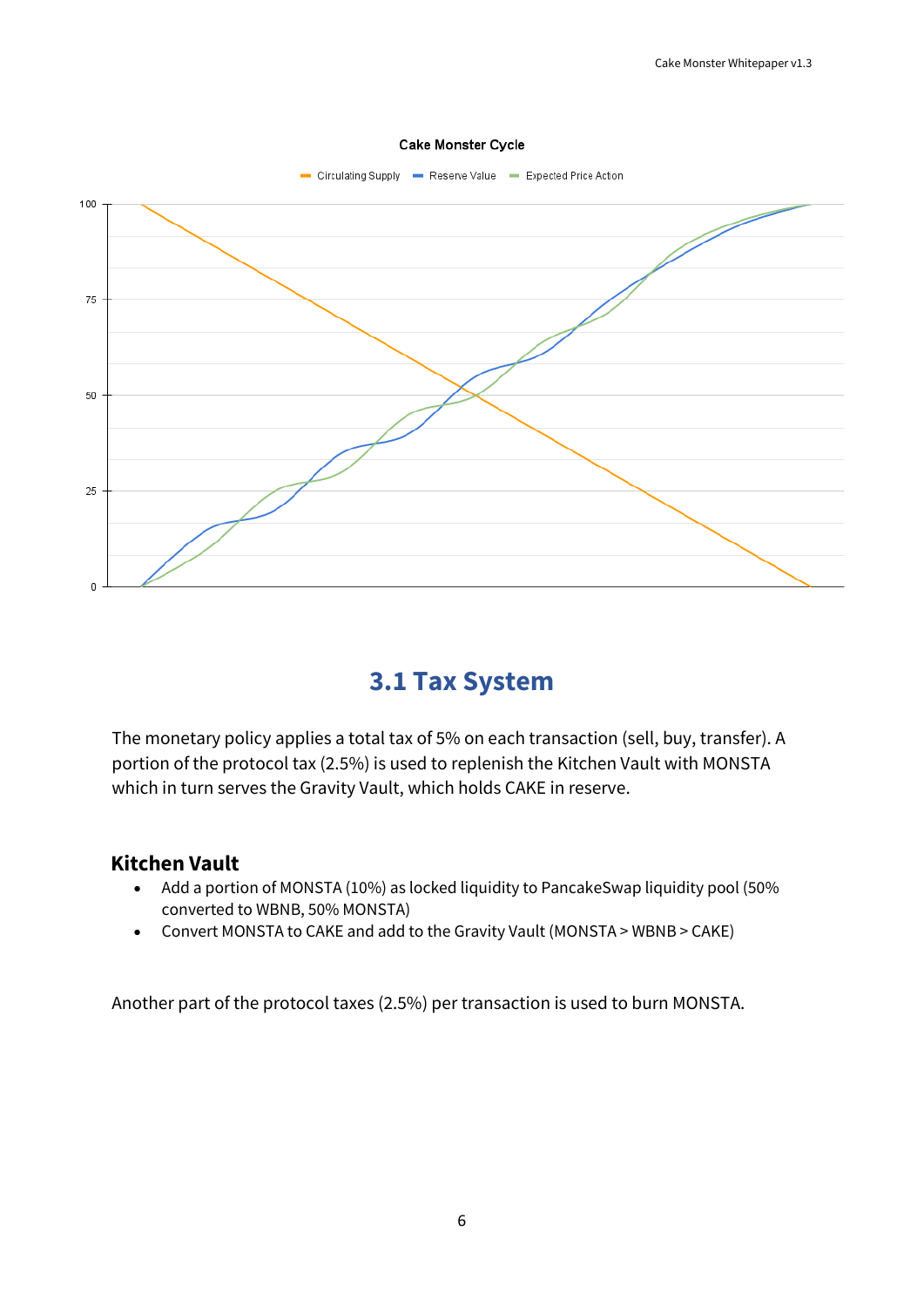Cake Monster Cycle

Circulating Supply — Reserve Value — Expected Price Action

## 3.1 Tax System

The monetary policy applies a total tax of 5% on each transaction (sell, buy, transfer). A portion of the protocol tax (2.5%) is used to replenish the Kitchen Vault with MONSTA which in turn serves the Gravity Vault, which holds CAKE in reserve.

### Kitchen Vault

- Add a portion of MONSTA (10%) as locked liquidity to PancakeSwap liquidity pool (50% converted to WBNB, 50% MONSTA)
- Convert MONSTA to CAKE and add to the Gravity Vault (MONSTA > WBNB > CAKE)

Another part of the protocol taxes (2.5%) per transaction is used to burn MONSTA.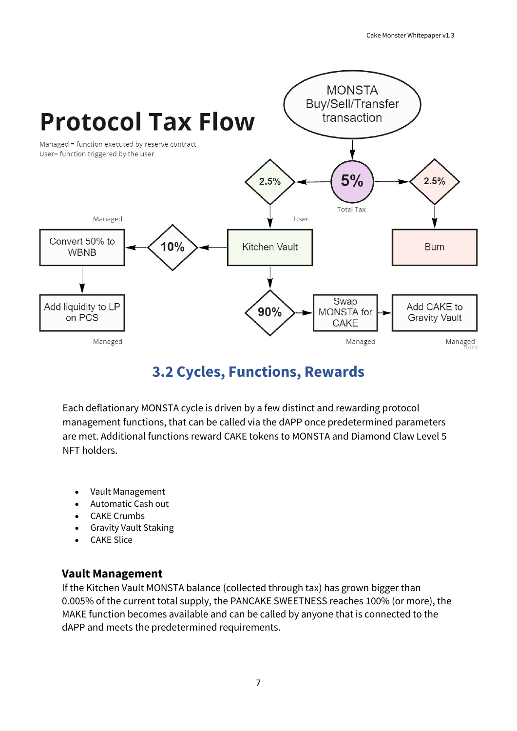# Protocol Tax Flow

Managed = function executed by reserve contract
User= function triggered by the user

## 3.2 Cycles, Functions, Rewards

Each deflationary MONSTA cycle is driven by a few distinct and rewarding protocol management functions, that can be called via the dAPP once predetermined parameters are met. Additional functions reward CAKE tokens to MONSTA and Diamond Claw Level 5 NFT holders.

- Vault Management
- Automatic Cash out
- CAKE Crumbs
- Gravity Vault Staking
- CAKE Slice

### Vault Management

If the Kitchen Vault MONSTA balance (collected through tax) has grown bigger than 0.005% of the current total supply, the PANCAKE SWEETNESS reaches 100% (or more), the MAKE function becomes available and can be called by anyone that is connected to the dAPP and meets the predetermined requirements.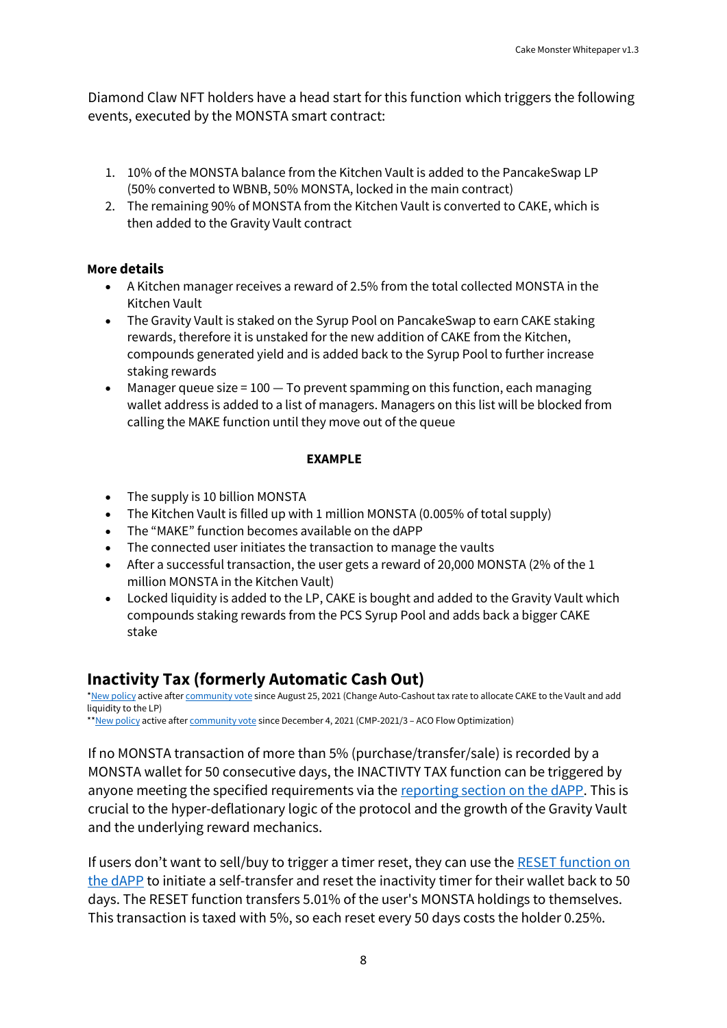Diamond Claw NFT holders have a head start for this function which triggers the following events, executed by the MONSTA smart contract:

1. 10% of the MONSTA balance from the Kitchen Vault is added to the PancakeSwap LP (50% converted to WBNB, 50% MONSTA, locked in the main contract)
2. The remaining 90% of MONSTA from the Kitchen Vault is converted to CAKE, which is then added to the Gravity Vault contract

**More details**

- A Kitchen manager receives a reward of 2.5% from the total collected MONSTA in the Kitchen Vault
- The Gravity Vault is staked on the Syrup Pool on PancakeSwap to earn CAKE staking rewards, therefore it is unstaked for the new addition of CAKE from the Kitchen, compounds generated yield and is added back to the Syrup Pool to further increase staking rewards
- Manager queue size = 100 — To prevent spamming on this function, each managing wallet address is added to a list of managers. Managers on this list will be blocked from calling the MAKE function until they move out of the queue

**EXAMPLE**

- The supply is 10 billion MONSTA
- The Kitchen Vault is filled up with 1 million MONSTA (0.005% of total supply)
- The "MAKE" function becomes available on the dAPP
- The connected user initiates the transaction to manage the vaults
- After a successful transaction, the user gets a reward of 20,000 MONSTA (2% of the 1 million MONSTA in the Kitchen Vault)
- Locked liquidity is added to the LP, CAKE is bought and added to the Gravity Vault which compounds staking rewards from the PCS Syrup Pool and adds back a bigger CAKE stake

## Inactivity Tax (formerly Automatic Cash Out)

*New policy active after community vote since August 25, 2021 (Change Auto-Cashout tax rate to allocate CAKE to the Vault and add liquidity to the LP)
**New policy active after community vote since December 4, 2021 (CMP-2021/3 – ACO Flow Optimization)

If no MONSTA transaction of more than 5% (purchase/transfer/sale) is recorded by a MONSTA wallet for 50 consecutive days, the INACTIVTY TAX function can be triggered by anyone meeting the specified requirements via the reporting section on the dAPP. This is crucial to the hyper-deflationary logic of the protocol and the growth of the Gravity Vault and the underlying reward mechanics.

If users don't want to sell/buy to trigger a timer reset, they can use the RESET function on the dAPP to initiate a self-transfer and reset the inactivity timer for their wallet back to 50 days. The RESET function transfers 5.01% of the user's MONSTA holdings to themselves. This transaction is taxed with 5%, so each reset every 50 days costs the holder 0.25%.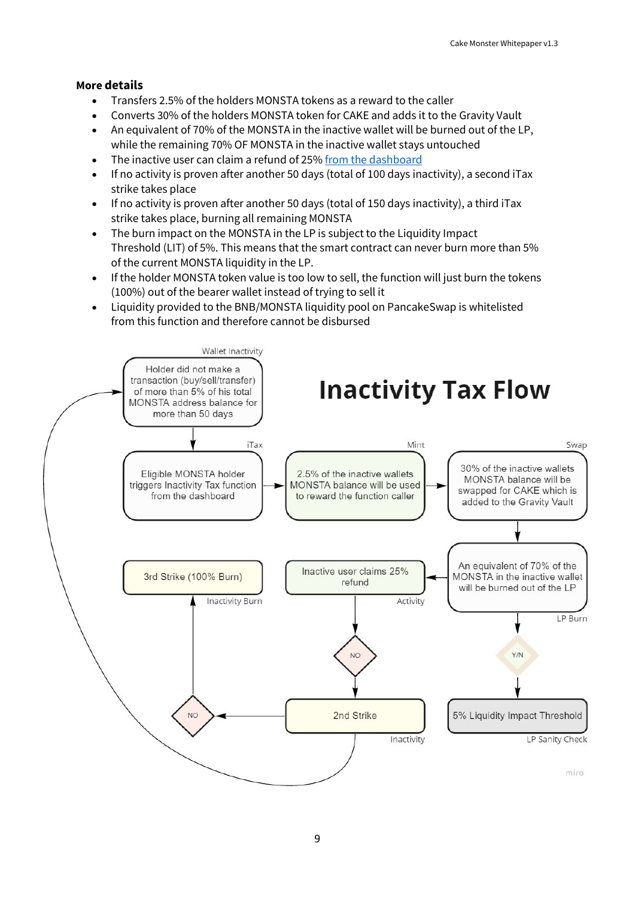**More details**

- Transfers 2.5% of the holders MONSTA tokens as a reward to the caller
- Converts 30% of the holders MONSTA token for CAKE and adds it to the Gravity Vault
- An equivalent of 70% of the MONSTA in the inactive wallet will be burned out of the LP, while the remaining 70% OF MONSTA in the inactive wallet stays untouched
- The inactive user can claim a refund of 25% [from the dashboard]()
- If no activity is proven after another 50 days (total of 100 days inactivity), a second iTax strike takes place
- If no activity is proven after another 50 days (total of 150 days inactivity), a third iTax strike takes place, burning all remaining MONSTA
- The burn impact on the MONSTA in the LP is subject to the Liquidity Impact Threshold (LIT) of 5%. This means that the smart contract can never burn more than 5% of the current MONSTA liquidity in the LP.
- If the holder MONSTA token value is too low to sell, the function will just burn the tokens (100%) out of the bearer wallet instead of trying to sell it
- Liquidity provided to the BNB/MONSTA liquidity pool on PancakeSwap is whitelisted from this function and therefore cannot be disbursed

## Inactivity Tax Flow

- **Wallet Inactivity:** Holder did not make a transaction (buy/sell/transfer) of more than 5% of his total MONSTA address balance for more than 50 days
- **iTax:** Eligible MONSTA holder triggers Inactivity Tax function from the dashboard
- **Mint:** 2.5% of the inactive wallets MONSTA balance will be used to reward the function caller
- **Swap:** 30% of the inactive wallets MONSTA balance will be swapped for CAKE which is added to the Gravity Vault
- **LP Burn:** An equivalent of 70% of the MONSTA in the inactive wallet will be burned out of the LP
- Y/N
- **LP Sanity Check:** 5% Liquidity Impact Threshold
- **Activity:** Inactive user claims 25% refund
- NO
- **Inactivity:** 2nd Strike
- NO
- **Inactivity Burn:** 3rd Strike (100% Burn)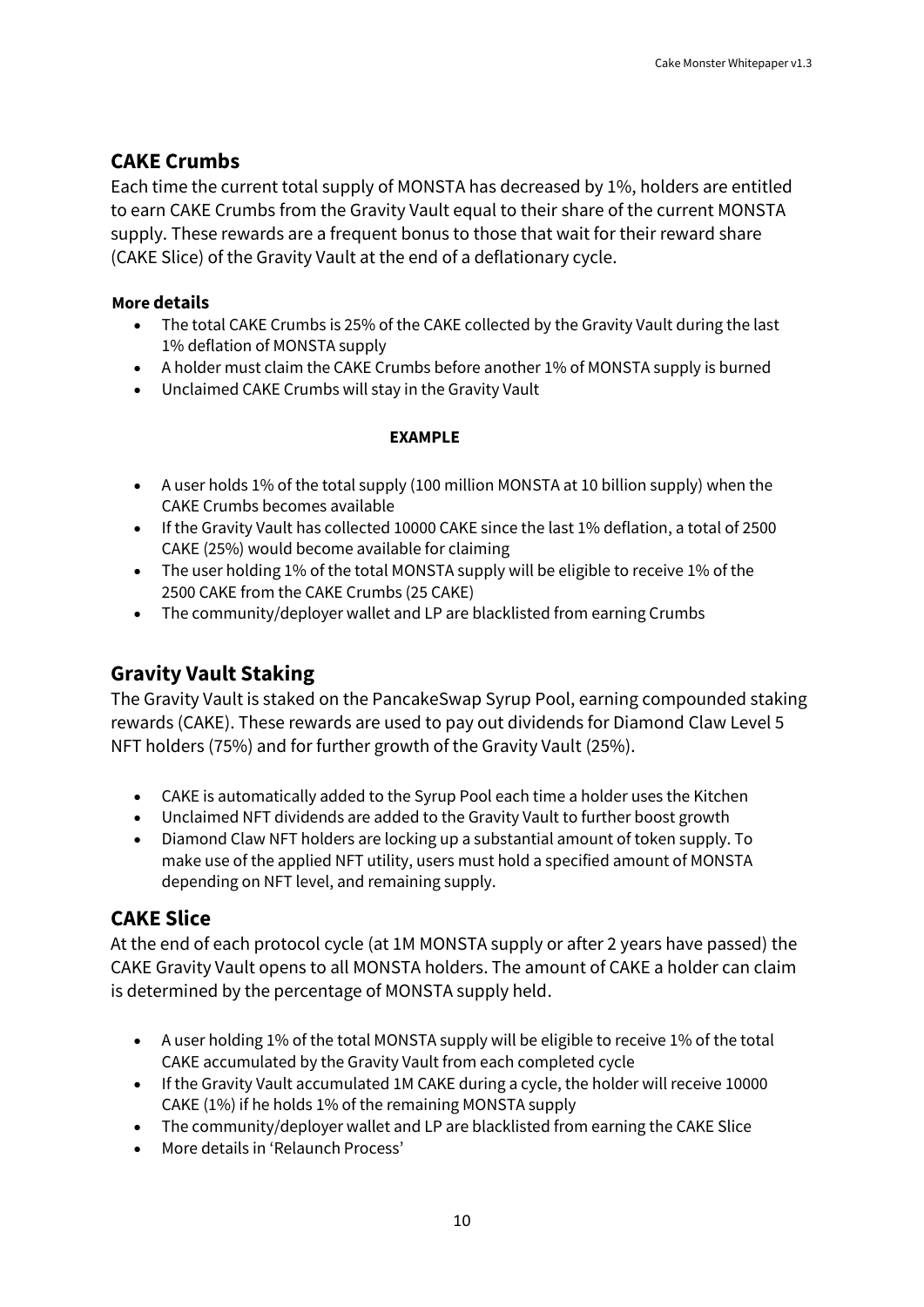## CAKE Crumbs

Each time the current total supply of MONSTA has decreased by 1%, holders are entitled to earn CAKE Crumbs from the Gravity Vault equal to their share of the current MONSTA supply. These rewards are a frequent bonus to those that wait for their reward share (CAKE Slice) of the Gravity Vault at the end of a deflationary cycle.

#### More details

- The total CAKE Crumbs is 25% of the CAKE collected by the Gravity Vault during the last 1% deflation of MONSTA supply
- A holder must claim the CAKE Crumbs before another 1% of MONSTA supply is burned
- Unclaimed CAKE Crumbs will stay in the Gravity Vault

**EXAMPLE**

- A user holds 1% of the total supply (100 million MONSTA at 10 billion supply) when the CAKE Crumbs becomes available
- If the Gravity Vault has collected 10000 CAKE since the last 1% deflation, a total of 2500 CAKE (25%) would become available for claiming
- The user holding 1% of the total MONSTA supply will be eligible to receive 1% of the 2500 CAKE from the CAKE Crumbs (25 CAKE)
- The community/deployer wallet and LP are blacklisted from earning Crumbs

## Gravity Vault Staking

The Gravity Vault is staked on the PancakeSwap Syrup Pool, earning compounded staking rewards (CAKE). These rewards are used to pay out dividends for Diamond Claw Level 5 NFT holders (75%) and for further growth of the Gravity Vault (25%).

- CAKE is automatically added to the Syrup Pool each time a holder uses the Kitchen
- Unclaimed NFT dividends are added to the Gravity Vault to further boost growth
- Diamond Claw NFT holders are locking up a substantial amount of token supply. To make use of the applied NFT utility, users must hold a specified amount of MONSTA depending on NFT level, and remaining supply.

## CAKE Slice

At the end of each protocol cycle (at 1M MONSTA supply or after 2 years have passed) the CAKE Gravity Vault opens to all MONSTA holders. The amount of CAKE a holder can claim is determined by the percentage of MONSTA supply held.

- A user holding 1% of the total MONSTA supply will be eligible to receive 1% of the total CAKE accumulated by the Gravity Vault from each completed cycle
- If the Gravity Vault accumulated 1M CAKE during a cycle, the holder will receive 10000 CAKE (1%) if he holds 1% of the remaining MONSTA supply
- The community/deployer wallet and LP are blacklisted from earning the CAKE Slice
- More details in 'Relaunch Process'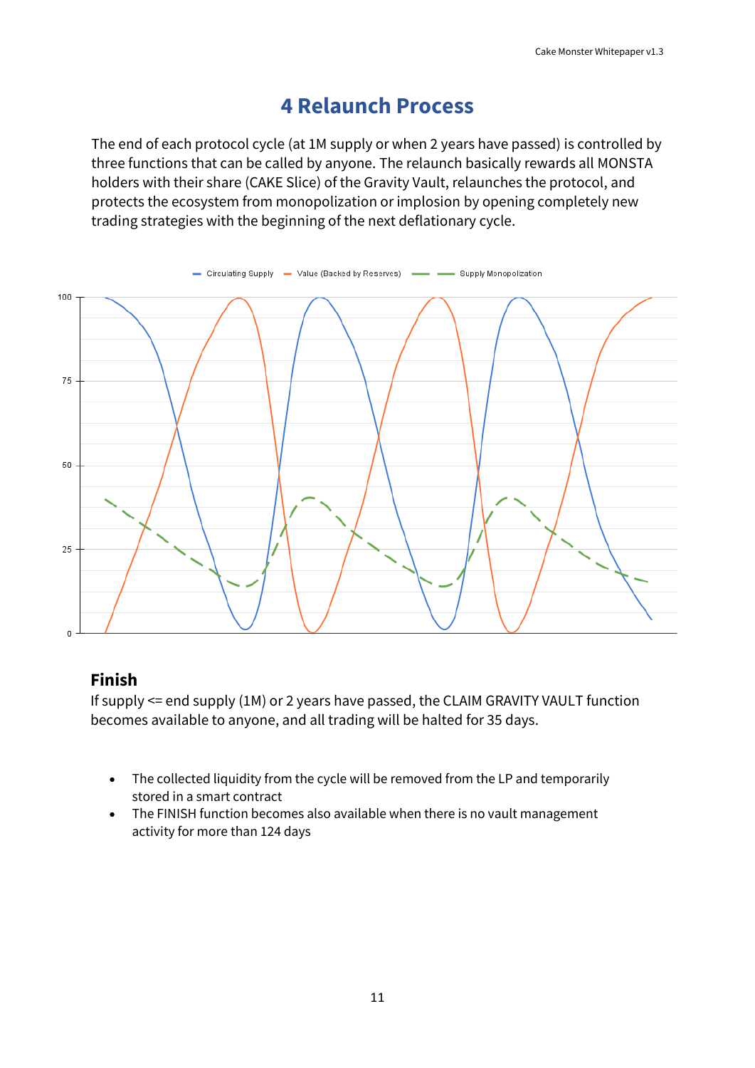# 4 Relaunch Process

The end of each protocol cycle (at 1M supply or when 2 years have passed) is controlled by three functions that can be called by anyone. The relaunch basically rewards all MONSTA holders with their share (CAKE Slice) of the Gravity Vault, relaunches the protocol, and protects the ecosystem from monopolization or implosion by opening completely new trading strategies with the beginning of the next deflationary cycle.

## Finish

If supply <= end supply (1M) or 2 years have passed, the CLAIM GRAVITY VAULT function becomes available to anyone, and all trading will be halted for 35 days.

- The collected liquidity from the cycle will be removed from the LP and temporarily stored in a smart contract
- The FINISH function becomes also available when there is no vault management activity for more than 124 days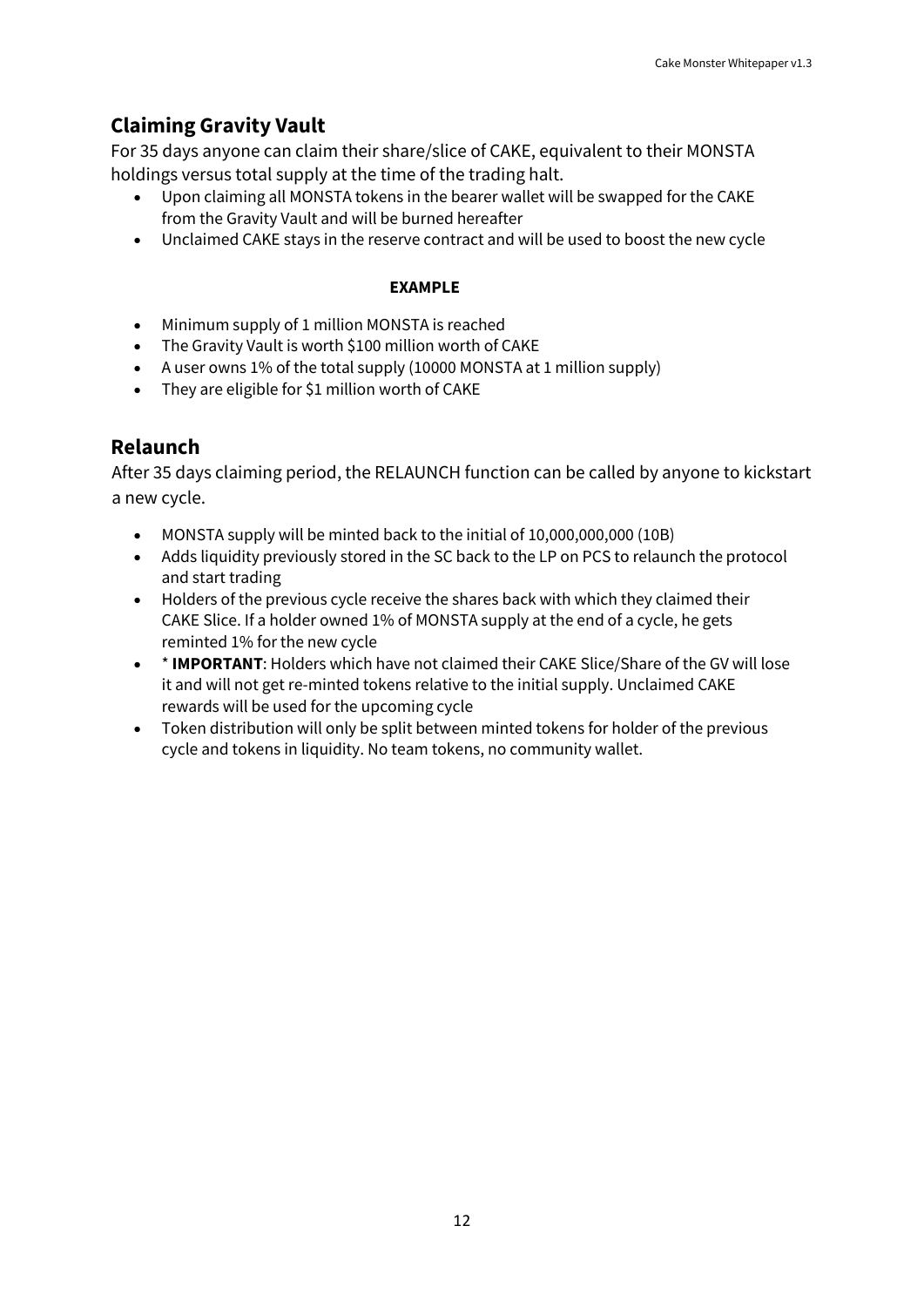## Claiming Gravity Vault

For 35 days anyone can claim their share/slice of CAKE, equivalent to their MONSTA holdings versus total supply at the time of the trading halt.

- Upon claiming all MONSTA tokens in the bearer wallet will be swapped for the CAKE from the Gravity Vault and will be burned hereafter
- Unclaimed CAKE stays in the reserve contract and will be used to boost the new cycle

**EXAMPLE**

- Minimum supply of 1 million MONSTA is reached
- The Gravity Vault is worth $100 million worth of CAKE
- A user owns 1% of the total supply (10000 MONSTA at 1 million supply)
- They are eligible for $1 million worth of CAKE

## Relaunch

After 35 days claiming period, the RELAUNCH function can be called by anyone to kickstart a new cycle.

- MONSTA supply will be minted back to the initial of 10,000,000,000 (10B)
- Adds liquidity previously stored in the SC back to the LP on PCS to relaunch the protocol and start trading
- Holders of the previous cycle receive the shares back with which they claimed their CAKE Slice. If a holder owned 1% of MONSTA supply at the end of a cycle, he gets reminted 1% for the new cycle
- * **IMPORTANT**: Holders which have not claimed their CAKE Slice/Share of the GV will lose it and will not get re-minted tokens relative to the initial supply. Unclaimed CAKE rewards will be used for the upcoming cycle
- Token distribution will only be split between minted tokens for holder of the previous cycle and tokens in liquidity. No team tokens, no community wallet.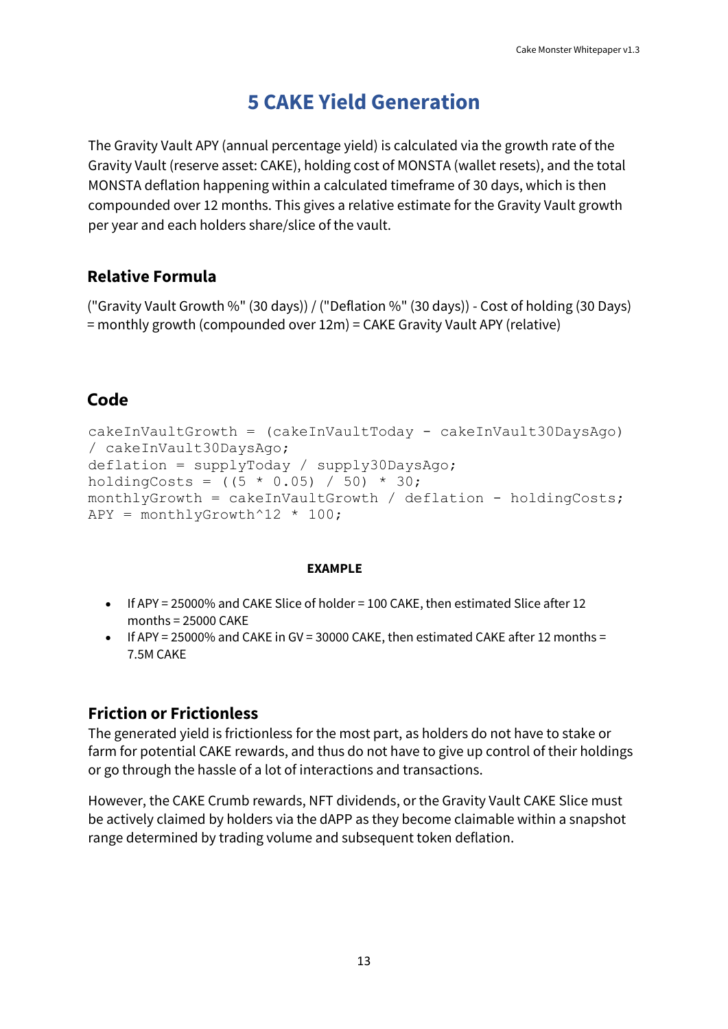# 5 CAKE Yield Generation

The Gravity Vault APY (annual percentage yield) is calculated via the growth rate of the Gravity Vault (reserve asset: CAKE), holding cost of MONSTA (wallet resets), and the total MONSTA deflation happening within a calculated timeframe of 30 days, which is then compounded over 12 months. This gives a relative estimate for the Gravity Vault growth per year and each holders share/slice of the vault.

## Relative Formula

("Gravity Vault Growth %" (30 days)) / ("Deflation %" (30 days)) - Cost of holding (30 Days) = monthly growth (compounded over 12m) = CAKE Gravity Vault APY (relative)

## Code

```
cakeInVaultGrowth = (cakeInVaultToday - cakeInVault30DaysAgo)
/ cakeInVault30DaysAgo;
deflation = supplyToday / supply30DaysAgo;
holdingCosts = ((5 * 0.05) / 50) * 30;
monthlyGrowth = cakeInVaultGrowth / deflation - holdingCosts;
APY = monthlyGrowth^12 * 100;
```

**EXAMPLE**

- If APY = 25000% and CAKE Slice of holder = 100 CAKE, then estimated Slice after 12 months = 25000 CAKE
- If APY = 25000% and CAKE in GV = 30000 CAKE, then estimated CAKE after 12 months = 7.5M CAKE

## Friction or Frictionless

The generated yield is frictionless for the most part, as holders do not have to stake or farm for potential CAKE rewards, and thus do not have to give up control of their holdings or go through the hassle of a lot of interactions and transactions.

However, the CAKE Crumb rewards, NFT dividends, or the Gravity Vault CAKE Slice must be actively claimed by holders via the dAPP as they become claimable within a snapshot range determined by trading volume and subsequent token deflation.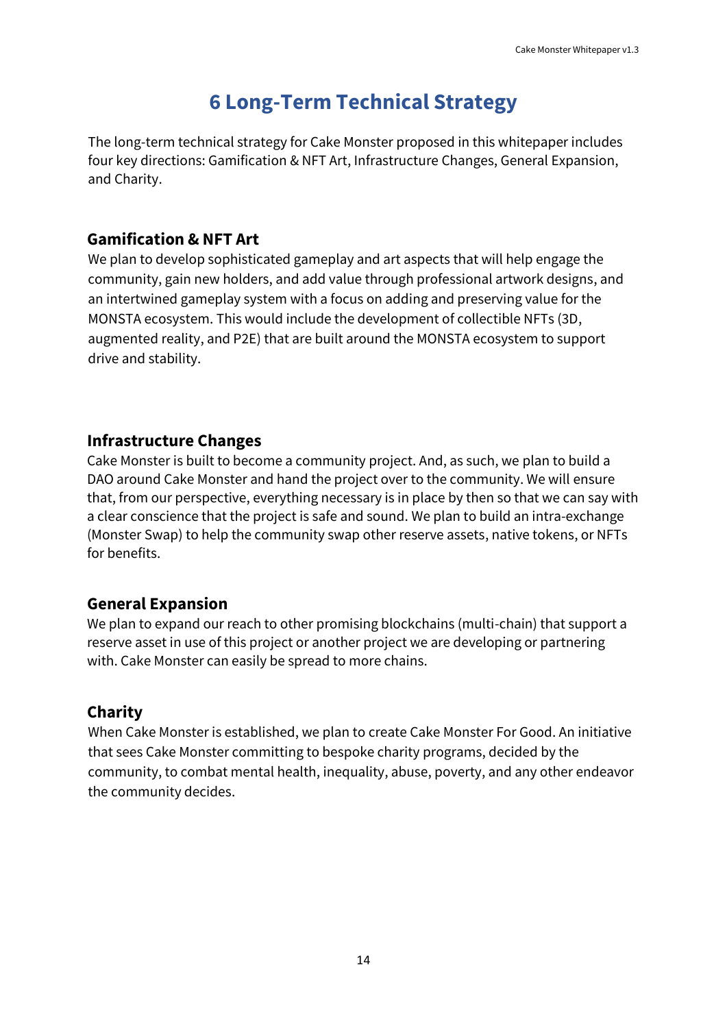# 6 Long-Term Technical Strategy

The long-term technical strategy for Cake Monster proposed in this whitepaper includes four key directions: Gamification & NFT Art, Infrastructure Changes, General Expansion, and Charity.

### Gamification & NFT Art

We plan to develop sophisticated gameplay and art aspects that will help engage the community, gain new holders, and add value through professional artwork designs, and an intertwined gameplay system with a focus on adding and preserving value for the MONSTA ecosystem. This would include the development of collectible NFTs (3D, augmented reality, and P2E) that are built around the MONSTA ecosystem to support drive and stability.

### Infrastructure Changes

Cake Monster is built to become a community project. And, as such, we plan to build a DAO around Cake Monster and hand the project over to the community. We will ensure that, from our perspective, everything necessary is in place by then so that we can say with a clear conscience that the project is safe and sound. We plan to build an intra-exchange (Monster Swap) to help the community swap other reserve assets, native tokens, or NFTs for benefits.

### General Expansion

We plan to expand our reach to other promising blockchains (multi-chain) that support a reserve asset in use of this project or another project we are developing or partnering with. Cake Monster can easily be spread to more chains.

### Charity

When Cake Monster is established, we plan to create Cake Monster For Good. An initiative that sees Cake Monster committing to bespoke charity programs, decided by the community, to combat mental health, inequality, abuse, poverty, and any other endeavor the community decides.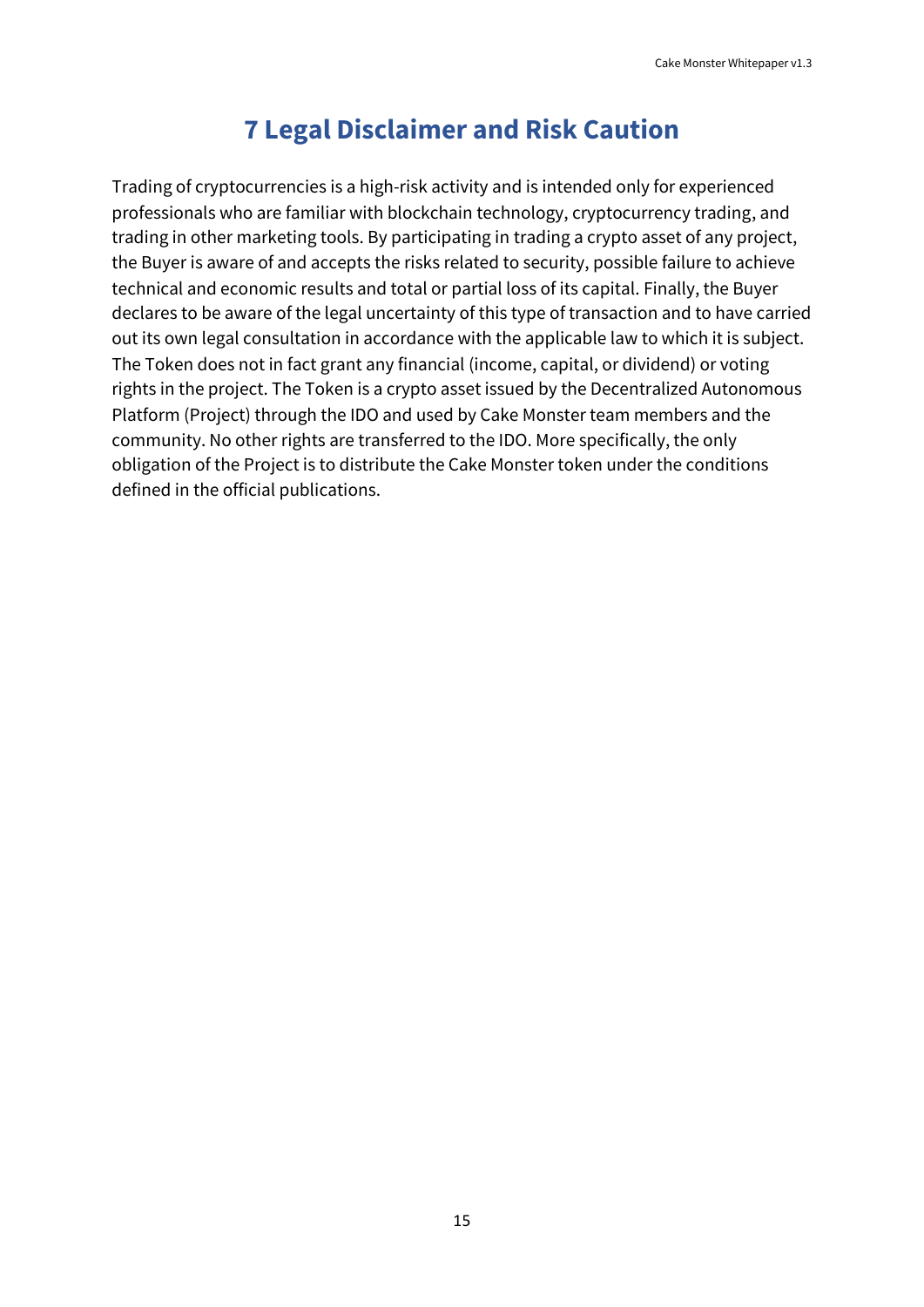# 7 Legal Disclaimer and Risk Caution

Trading of cryptocurrencies is a high-risk activity and is intended only for experienced professionals who are familiar with blockchain technology, cryptocurrency trading, and trading in other marketing tools. By participating in trading a crypto asset of any project, the Buyer is aware of and accepts the risks related to security, possible failure to achieve technical and economic results and total or partial loss of its capital. Finally, the Buyer declares to be aware of the legal uncertainty of this type of transaction and to have carried out its own legal consultation in accordance with the applicable law to which it is subject. The Token does not in fact grant any financial (income, capital, or dividend) or voting rights in the project. The Token is a crypto asset issued by the Decentralized Autonomous Platform (Project) through the IDO and used by Cake Monster team members and the community. No other rights are transferred to the IDO. More specifically, the only obligation of the Project is to distribute the Cake Monster token under the conditions defined in the official publications.